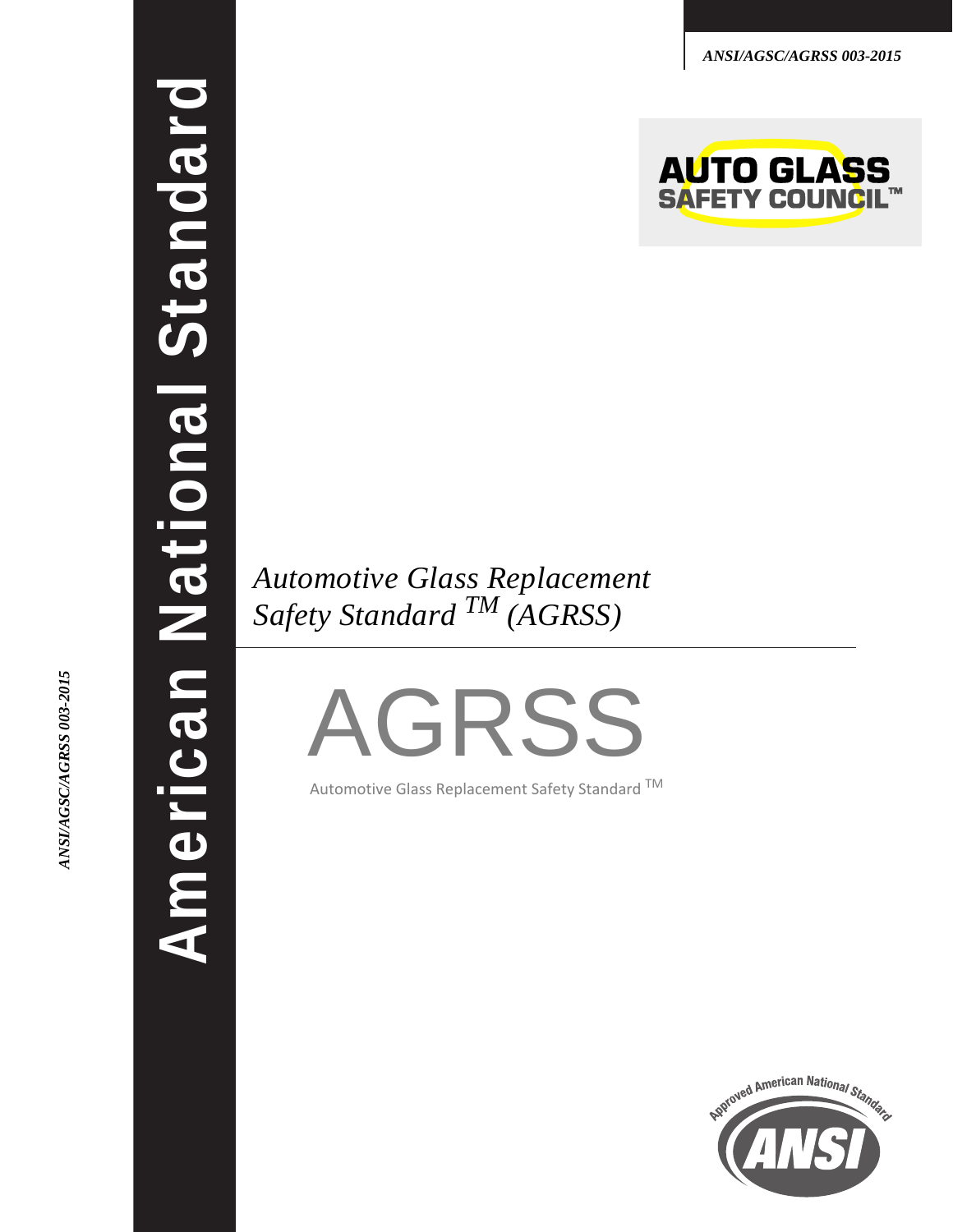*ANSI/AGSC/AGRSS 003-2015*

AUTO GLASS SAFETY COUNCIL™

**American National Standard**

*ANSI/AGSC/AGRSS 003-2015*

# *Automotive Glass Replacement Safety Standard ™ (AGRSS)*

# AGRSS

Automotive Glass Replacement Safety Standard ™

Approved American National Standard

ANSI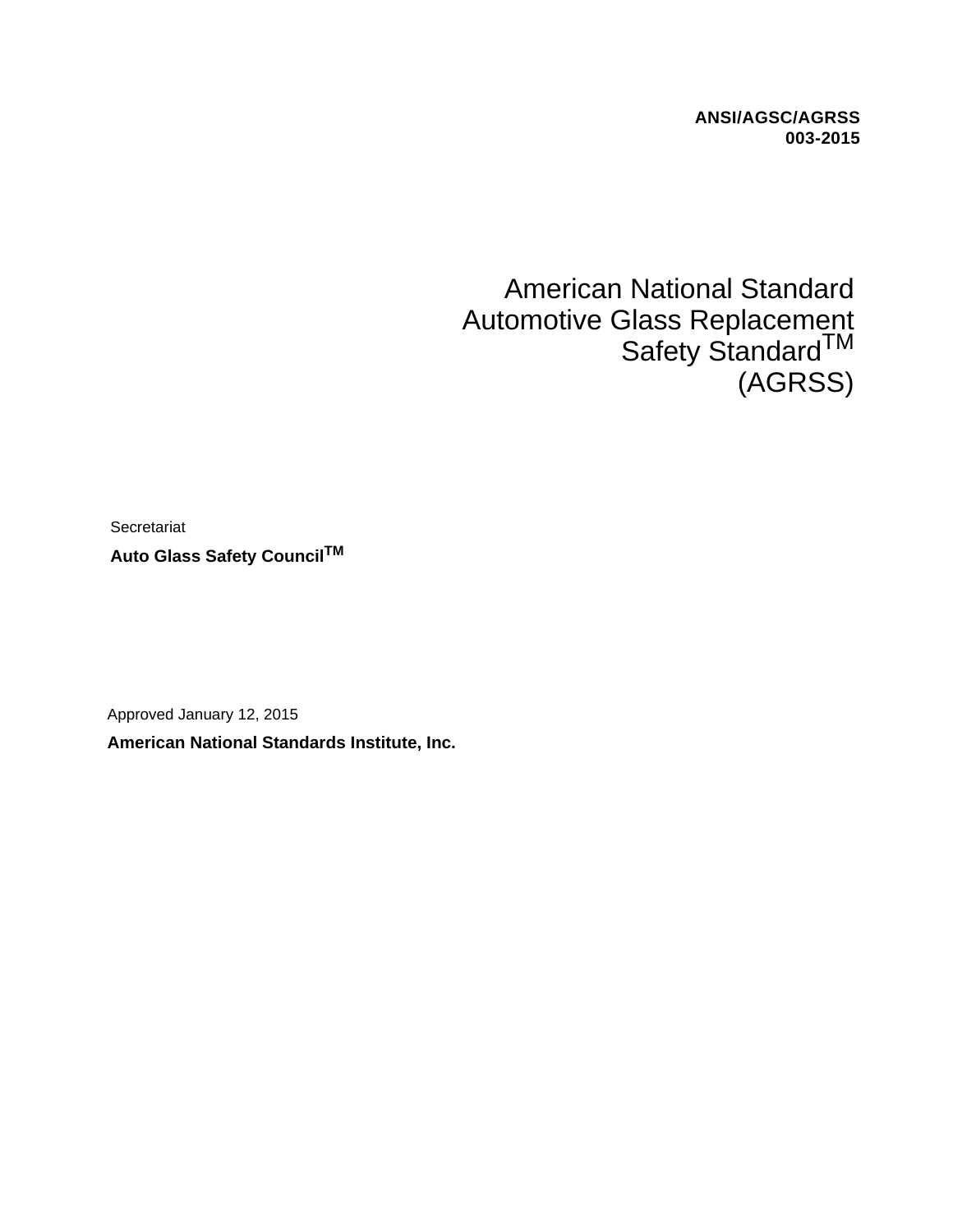**ANSI/AGSC/AGRSS 003-2015**

# American National Standard Automotive Glass Replacement Safety Standard[TM] (AGRSS)

Secretariat

**Auto Glass Safety Council[TM]**

Approved January 12, 2015

**American National Standards Institute, Inc.**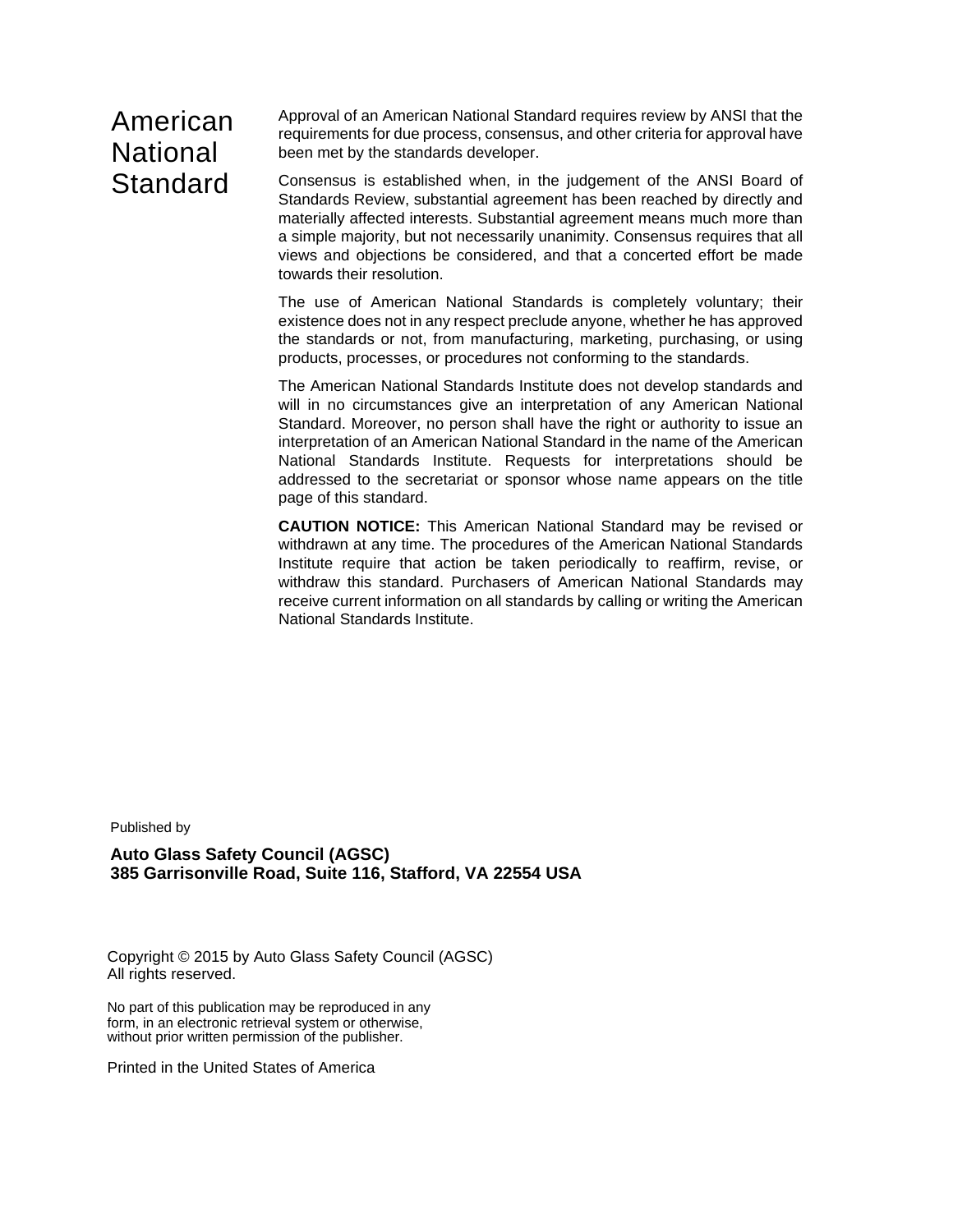# American National Standard

Approval of an American National Standard requires review by ANSI that the requirements for due process, consensus, and other criteria for approval have been met by the standards developer.

Consensus is established when, in the judgement of the ANSI Board of Standards Review, substantial agreement has been reached by directly and materially affected interests. Substantial agreement means much more than a simple majority, but not necessarily unanimity. Consensus requires that all views and objections be considered, and that a concerted effort be made towards their resolution.

The use of American National Standards is completely voluntary; their existence does not in any respect preclude anyone, whether he has approved the standards or not, from manufacturing, marketing, purchasing, or using products, processes, or procedures not conforming to the standards.

The American National Standards Institute does not develop standards and will in no circumstances give an interpretation of any American National Standard. Moreover, no person shall have the right or authority to issue an interpretation of an American National Standard in the name of the American National Standards Institute. Requests for interpretations should be addressed to the secretariat or sponsor whose name appears on the title page of this standard.

**CAUTION NOTICE:** This American National Standard may be revised or withdrawn at any time. The procedures of the American National Standards Institute require that action be taken periodically to reaffirm, revise, or withdraw this standard. Purchasers of American National Standards may receive current information on all standards by calling or writing the American National Standards Institute.

Published by

**Auto Glass Safety Council (AGSC)**
**385 Garrisonville Road, Suite 116, Stafford, VA 22554 USA**

Copyright © 2015 by Auto Glass Safety Council (AGSC)
All rights reserved.

No part of this publication may be reproduced in any form, in an electronic retrieval system or otherwise, without prior written permission of the publisher.

Printed in the United States of America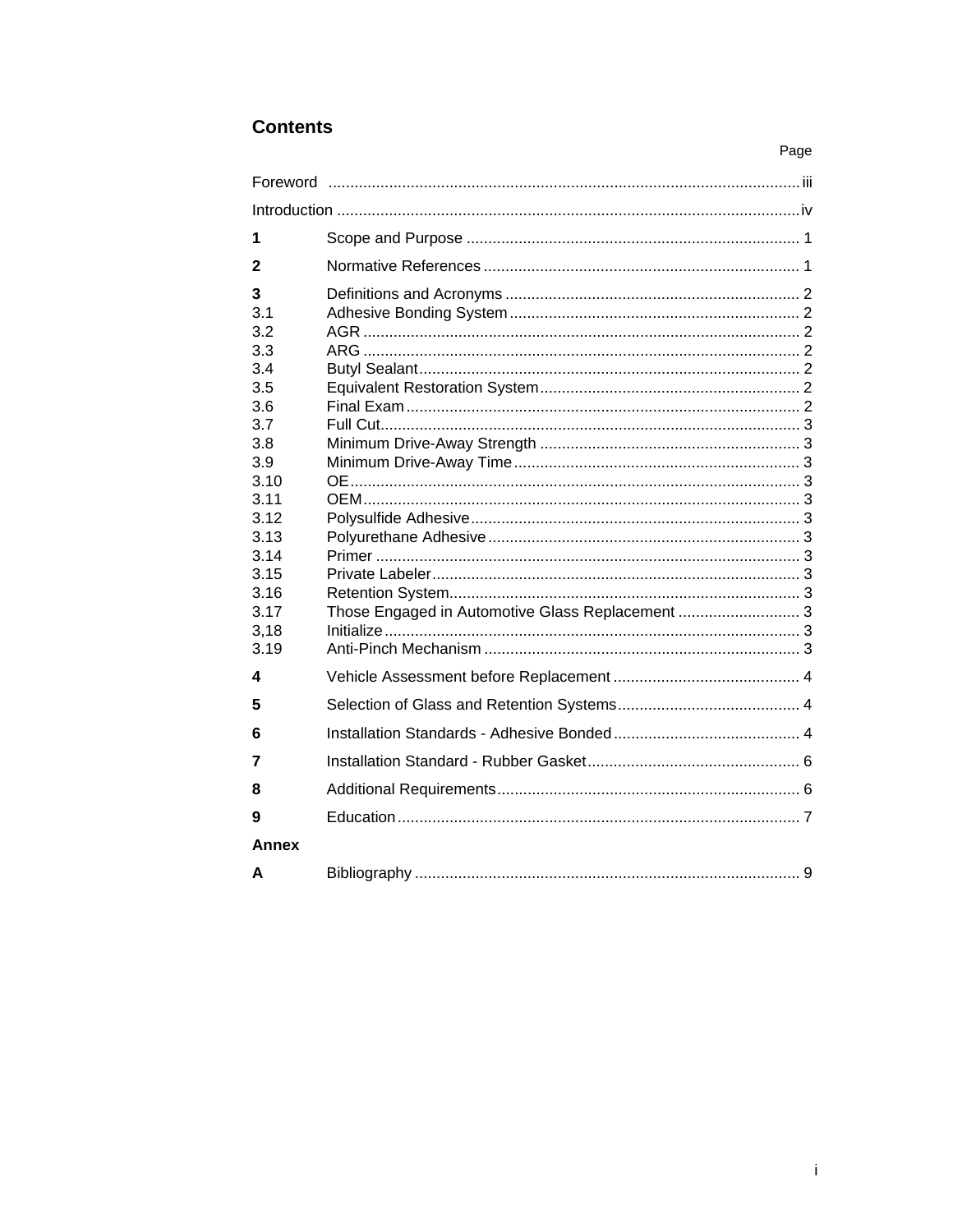## Contents

| | | Page |
|---|---|---|
| Foreword | | iii |
| Introduction | | iv |
| **1** | Scope and Purpose | 1 |
| **2** | Normative References | 1 |
| **3** | Definitions and Acronyms | 2 |
| 3.1 | Adhesive Bonding System | 2 |
| 3.2 | AGR | 2 |
| 3.3 | ARG | 2 |
| 3.4 | Butyl Sealant | 2 |
| 3.5 | Equivalent Restoration System | 2 |
| 3.6 | Final Exam | 2 |
| 3.7 | Full Cut | 3 |
| 3.8 | Minimum Drive-Away Strength | 3 |
| 3.9 | Minimum Drive-Away Time | 3 |
| 3.10 | OE | 3 |
| 3.11 | OEM | 3 |
| 3.12 | Polysulfide Adhesive | 3 |
| 3.13 | Polyurethane Adhesive | 3 |
| 3.14 | Primer | 3 |
| 3.15 | Private Labeler | 3 |
| 3.16 | Retention System | 3 |
| 3.17 | Those Engaged in Automotive Glass Replacement | 3 |
| 3,18 | Initialize | 3 |
| 3.19 | Anti-Pinch Mechanism | 3 |
| **4** | Vehicle Assessment before Replacement | 4 |
| **5** | Selection of Glass and Retention Systems | 4 |
| **6** | Installation Standards - Adhesive Bonded | 4 |
| **7** | Installation Standard - Rubber Gasket | 6 |
| **8** | Additional Requirements | 6 |
| **9** | Education | 7 |
| **Annex** | | |
| **A** | Bibliography | 9 |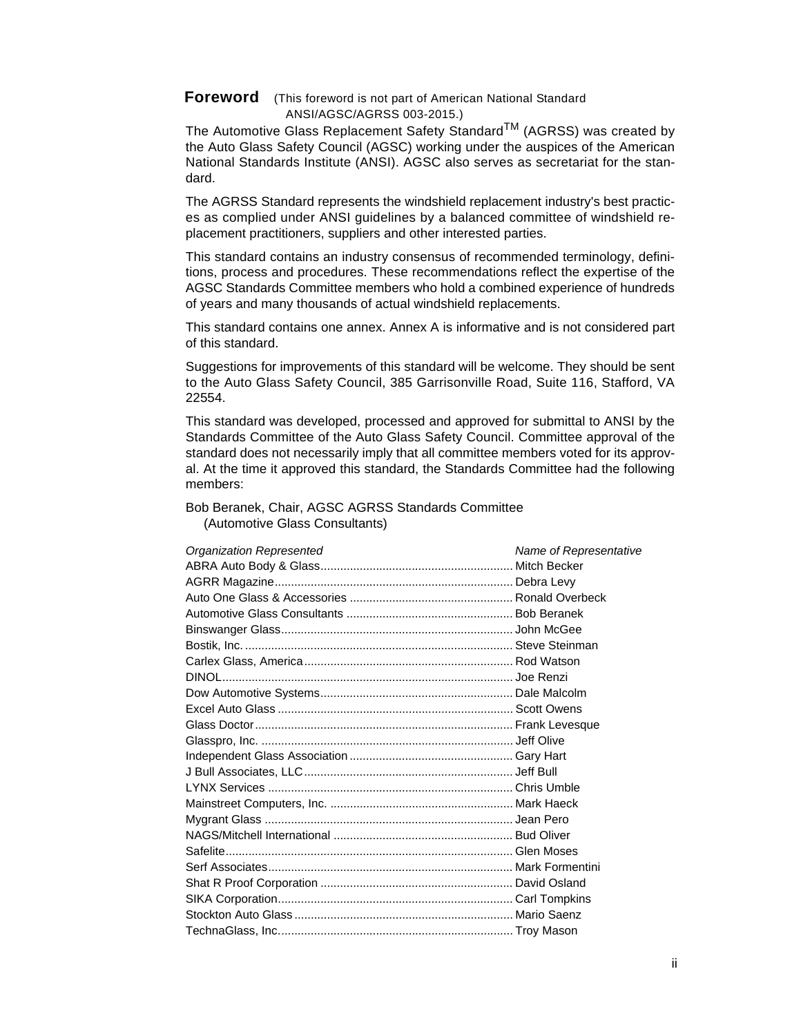## Foreword

(This foreword is not part of American National Standard ANSI/AGSC/AGRSS 003-2015.)

The Automotive Glass Replacement Safety Standard™ (AGRSS) was created by the Auto Glass Safety Council (AGSC) working under the auspices of the American National Standards Institute (ANSI). AGSC also serves as secretariat for the standard.

The AGRSS Standard represents the windshield replacement industry's best practices as complied under ANSI guidelines by a balanced committee of windshield replacement practitioners, suppliers and other interested parties.

This standard contains an industry consensus of recommended terminology, definitions, process and procedures. These recommendations reflect the expertise of the AGSC Standards Committee members who hold a combined experience of hundreds of years and many thousands of actual windshield replacements.

This standard contains one annex. Annex A is informative and is not considered part of this standard.

Suggestions for improvements of this standard will be welcome. They should be sent to the Auto Glass Safety Council, 385 Garrisonville Road, Suite 116, Stafford, VA 22554.

This standard was developed, processed and approved for submittal to ANSI by the Standards Committee of the Auto Glass Safety Council. Committee approval of the standard does not necessarily imply that all committee members voted for its approval. At the time it approved this standard, the Standards Committee had the following members:

Bob Beranek, Chair, AGSC AGRSS Standards Committee
(Automotive Glass Consultants)

| *Organization Represented* | *Name of Representative* |
|---|---|
| ABRA Auto Body & Glass | Mitch Becker |
| AGRR Magazine | Debra Levy |
| Auto One Glass & Accessories | Ronald Overbeck |
| Automotive Glass Consultants | Bob Beranek |
| Binswanger Glass | John McGee |
| Bostik, Inc. | Steve Steinman |
| Carlex Glass, America | Rod Watson |
| DINOL | Joe Renzi |
| Dow Automotive Systems | Dale Malcolm |
| Excel Auto Glass | Scott Owens |
| Glass Doctor | Frank Levesque |
| Glasspro, Inc. | Jeff Olive |
| Independent Glass Association | Gary Hart |
| J Bull Associates, LLC | Jeff Bull |
| LYNX Services | Chris Umble |
| Mainstreet Computers, Inc. | Mark Haeck |
| Mygrant Glass | Jean Pero |
| NAGS/Mitchell International | Bud Oliver |
| Safelite | Glen Moses |
| Serf Associates | Mark Formentini |
| Shat R Proof Corporation | David Osland |
| SIKA Corporation | Carl Tompkins |
| Stockton Auto Glass | Mario Saenz |
| TechnaGlass, Inc. | Troy Mason |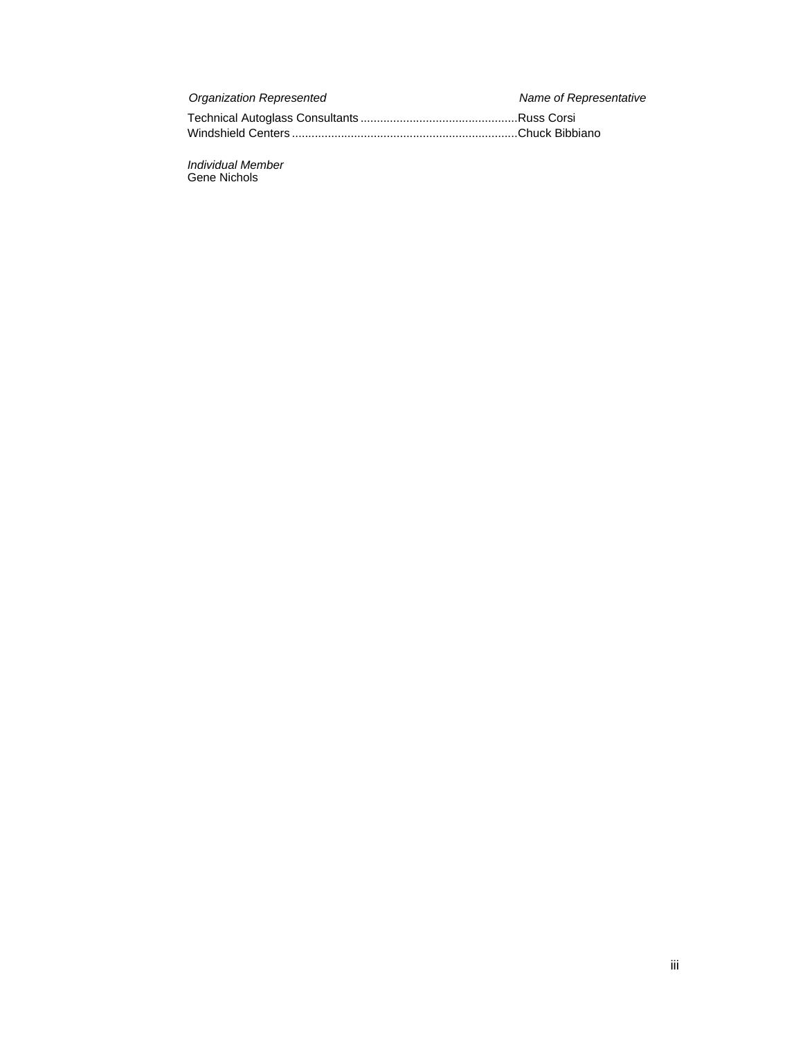| *Organization Represented* | *Name of Representative* |
| --- | --- |
| Technical Autoglass Consultants | Russ Corsi |
| Windshield Centers | Chuck Bibbiano |

*Individual Member*
Gene Nichols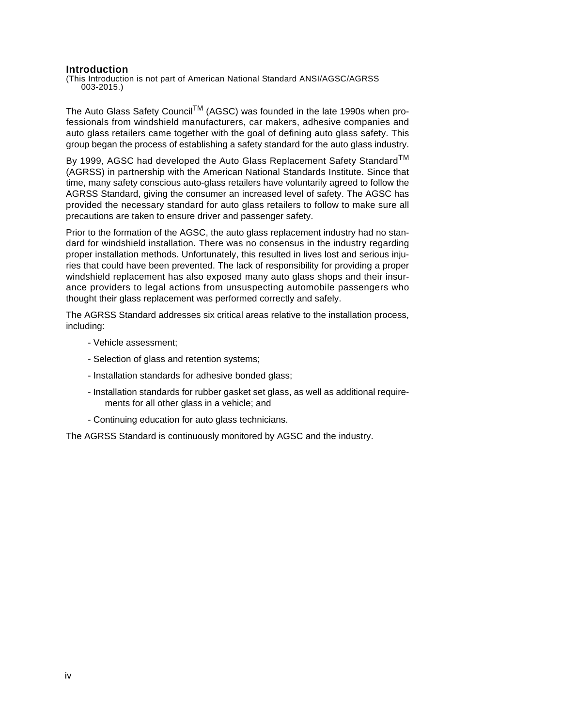## Introduction

(This Introduction is not part of American National Standard ANSI/AGSC/AGRSS 003-2015.)

The Auto Glass Safety Council™ (AGSC) was founded in the late 1990s when professionals from windshield manufacturers, car makers, adhesive companies and auto glass retailers came together with the goal of defining auto glass safety. This group began the process of establishing a safety standard for the auto glass industry.

By 1999, AGSC had developed the Auto Glass Replacement Safety Standard™ (AGRSS) in partnership with the American National Standards Institute. Since that time, many safety conscious auto-glass retailers have voluntarily agreed to follow the AGRSS Standard, giving the consumer an increased level of safety. The AGSC has provided the necessary standard for auto glass retailers to follow to make sure all precautions are taken to ensure driver and passenger safety.

Prior to the formation of the AGSC, the auto glass replacement industry had no standard for windshield installation. There was no consensus in the industry regarding proper installation methods. Unfortunately, this resulted in lives lost and serious injuries that could have been prevented. The lack of responsibility for providing a proper windshield replacement has also exposed many auto glass shops and their insurance providers to legal actions from unsuspecting automobile passengers who thought their glass replacement was performed correctly and safely.

The AGRSS Standard addresses six critical areas relative to the installation process, including:

- Vehicle assessment;
- Selection of glass and retention systems;
- Installation standards for adhesive bonded glass;
- Installation standards for rubber gasket set glass, as well as additional requirements for all other glass in a vehicle; and
- Continuing education for auto glass technicians.

The AGRSS Standard is continuously monitored by AGSC and the industry.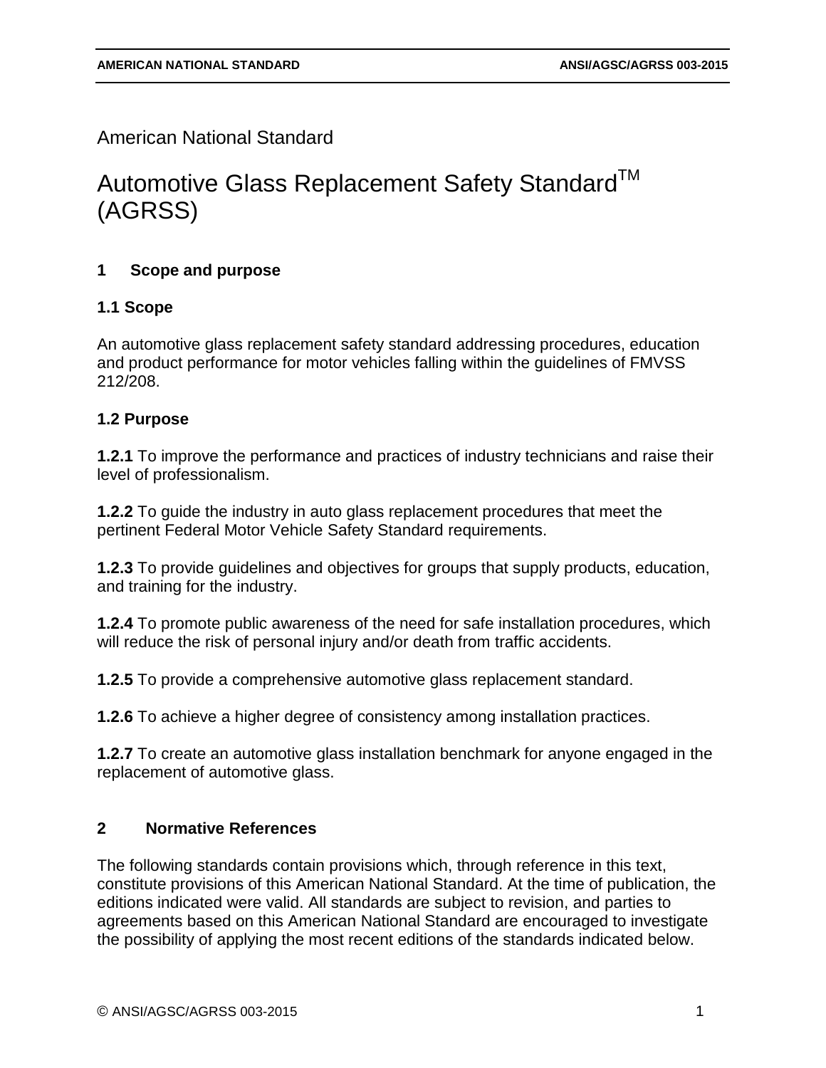American National Standard

# Automotive Glass Replacement Safety Standard™ (AGRSS)

## 1 Scope and purpose

### 1.1 Scope

An automotive glass replacement safety standard addressing procedures, education and product performance for motor vehicles falling within the guidelines of FMVSS 212/208.

### 1.2 Purpose

**1.2.1** To improve the performance and practices of industry technicians and raise their level of professionalism.

**1.2.2** To guide the industry in auto glass replacement procedures that meet the pertinent Federal Motor Vehicle Safety Standard requirements.

**1.2.3** To provide guidelines and objectives for groups that supply products, education, and training for the industry.

**1.2.4** To promote public awareness of the need for safe installation procedures, which will reduce the risk of personal injury and/or death from traffic accidents.

**1.2.5** To provide a comprehensive automotive glass replacement standard.

**1.2.6** To achieve a higher degree of consistency among installation practices.

**1.2.7** To create an automotive glass installation benchmark for anyone engaged in the replacement of automotive glass.

## 2 Normative References

The following standards contain provisions which, through reference in this text, constitute provisions of this American National Standard. At the time of publication, the editions indicated were valid. All standards are subject to revision, and parties to agreements based on this American National Standard are encouraged to investigate the possibility of applying the most recent editions of the standards indicated below.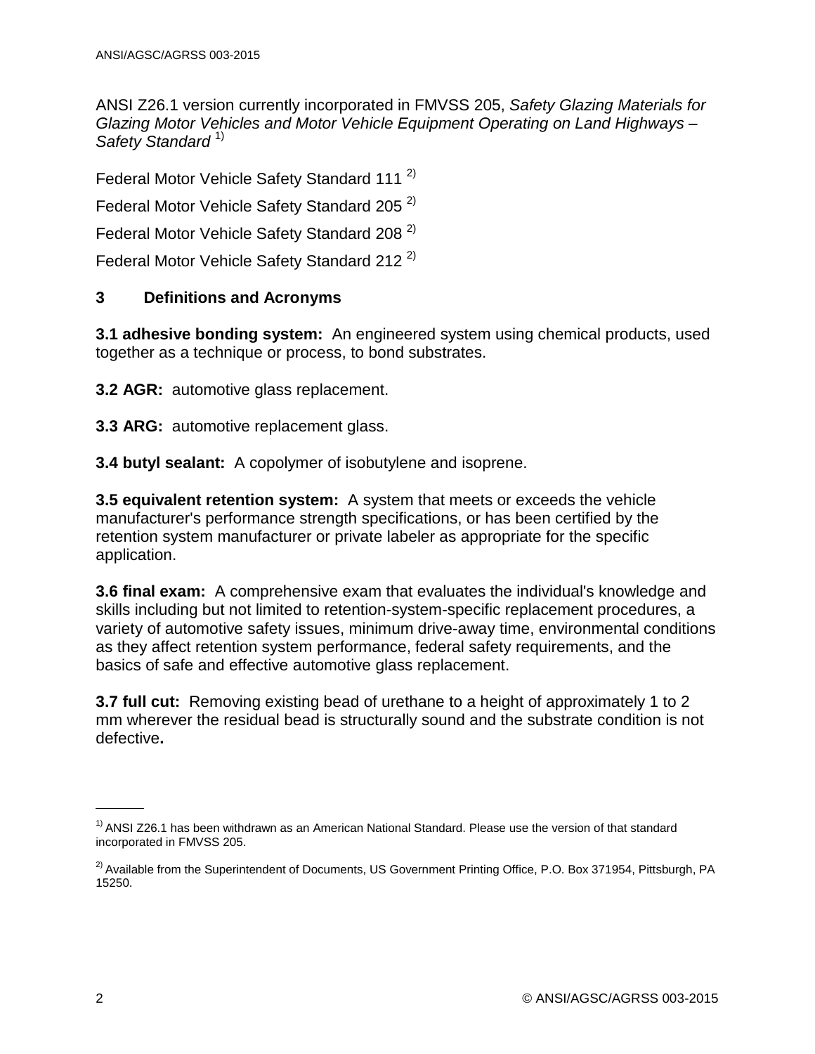ANSI Z26.1 version currently incorporated in FMVSS 205, *Safety Glazing Materials for Glazing Motor Vehicles and Motor Vehicle Equipment Operating on Land Highways – Safety Standard* [1]

Federal Motor Vehicle Safety Standard 111 [2]

Federal Motor Vehicle Safety Standard 205 [2]

Federal Motor Vehicle Safety Standard 208 [2]

Federal Motor Vehicle Safety Standard 212 [2]

## 3 Definitions and Acronyms

**3.1 adhesive bonding system:** An engineered system using chemical products, used together as a technique or process, to bond substrates.

**3.2 AGR:** automotive glass replacement.

**3.3 ARG:** automotive replacement glass.

**3.4 butyl sealant:** A copolymer of isobutylene and isoprene.

**3.5 equivalent retention system:** A system that meets or exceeds the vehicle manufacturer's performance strength specifications, or has been certified by the retention system manufacturer or private labeler as appropriate for the specific application.

**3.6 final exam:** A comprehensive exam that evaluates the individual's knowledge and skills including but not limited to retention-system-specific replacement procedures, a variety of automotive safety issues, minimum drive-away time, environmental conditions as they affect retention system performance, federal safety requirements, and the basics of safe and effective automotive glass replacement.

**3.7 full cut:** Removing existing bead of urethane to a height of approximately 1 to 2 mm wherever the residual bead is structurally sound and the substrate condition is not defective**.**

---

[1] ANSI Z26.1 has been withdrawn as an American National Standard. Please use the version of that standard incorporated in FMVSS 205.

[2] Available from the Superintendent of Documents, US Government Printing Office, P.O. Box 371954, Pittsburgh, PA 15250.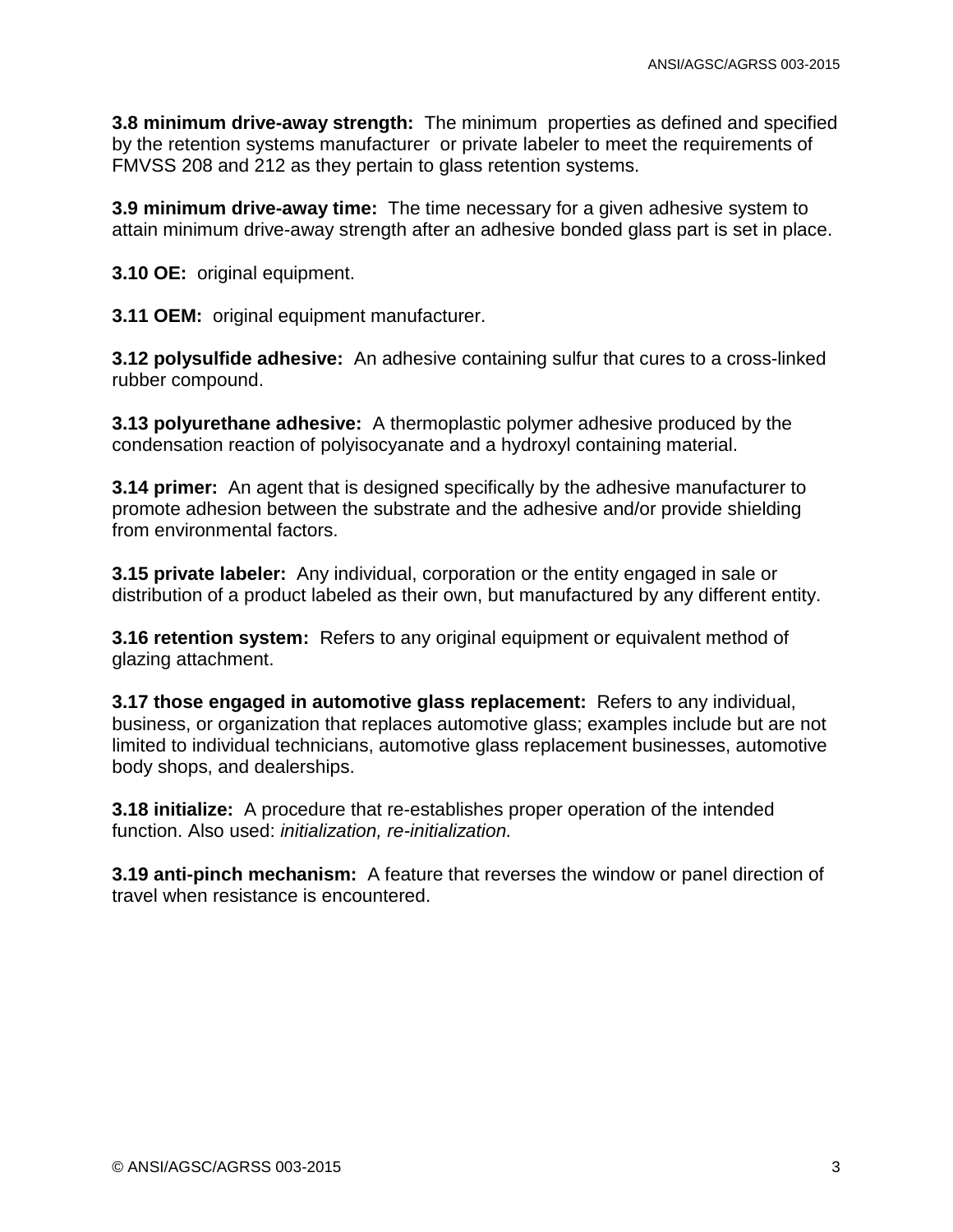**3.8 minimum drive-away strength:** The minimum properties as defined and specified by the retention systems manufacturer or private labeler to meet the requirements of FMVSS 208 and 212 as they pertain to glass retention systems.

**3.9 minimum drive-away time:** The time necessary for a given adhesive system to attain minimum drive-away strength after an adhesive bonded glass part is set in place.

**3.10 OE:** original equipment.

**3.11 OEM:** original equipment manufacturer.

**3.12 polysulfide adhesive:** An adhesive containing sulfur that cures to a cross-linked rubber compound.

**3.13 polyurethane adhesive:** A thermoplastic polymer adhesive produced by the condensation reaction of polyisocyanate and a hydroxyl containing material.

**3.14 primer:** An agent that is designed specifically by the adhesive manufacturer to promote adhesion between the substrate and the adhesive and/or provide shielding from environmental factors.

**3.15 private labeler:** Any individual, corporation or the entity engaged in sale or distribution of a product labeled as their own, but manufactured by any different entity.

**3.16 retention system:** Refers to any original equipment or equivalent method of glazing attachment.

**3.17 those engaged in automotive glass replacement:** Refers to any individual, business, or organization that replaces automotive glass; examples include but are not limited to individual technicians, automotive glass replacement businesses, automotive body shops, and dealerships.

**3.18 initialize:** A procedure that re-establishes proper operation of the intended function. Also used: *initialization, re-initialization.*

**3.19 anti-pinch mechanism:** A feature that reverses the window or panel direction of travel when resistance is encountered.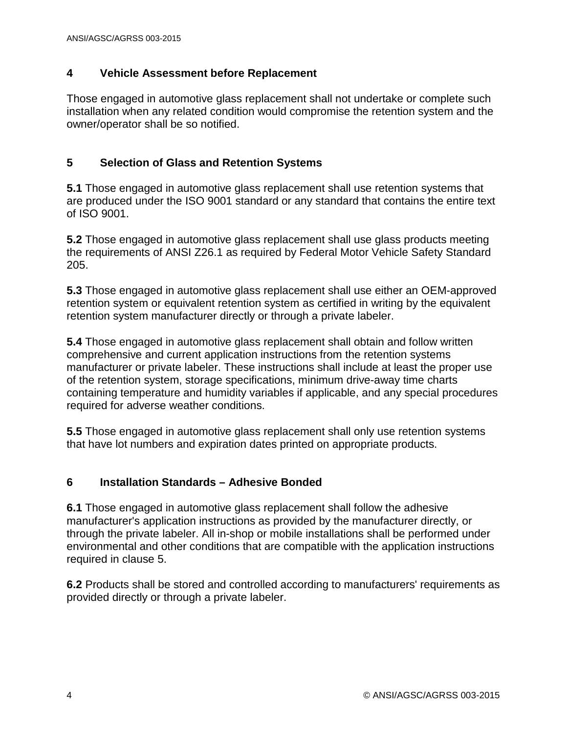## 4 Vehicle Assessment before Replacement

Those engaged in automotive glass replacement shall not undertake or complete such installation when any related condition would compromise the retention system and the owner/operator shall be so notified.

## 5 Selection of Glass and Retention Systems

**5.1** Those engaged in automotive glass replacement shall use retention systems that are produced under the ISO 9001 standard or any standard that contains the entire text of ISO 9001.

**5.2** Those engaged in automotive glass replacement shall use glass products meeting the requirements of ANSI Z26.1 as required by Federal Motor Vehicle Safety Standard 205.

**5.3** Those engaged in automotive glass replacement shall use either an OEM-approved retention system or equivalent retention system as certified in writing by the equivalent retention system manufacturer directly or through a private labeler.

**5.4** Those engaged in automotive glass replacement shall obtain and follow written comprehensive and current application instructions from the retention systems manufacturer or private labeler. These instructions shall include at least the proper use of the retention system, storage specifications, minimum drive-away time charts containing temperature and humidity variables if applicable, and any special procedures required for adverse weather conditions.

**5.5** Those engaged in automotive glass replacement shall only use retention systems that have lot numbers and expiration dates printed on appropriate products.

## 6 Installation Standards – Adhesive Bonded

**6.1** Those engaged in automotive glass replacement shall follow the adhesive manufacturer's application instructions as provided by the manufacturer directly, or through the private labeler. All in-shop or mobile installations shall be performed under environmental and other conditions that are compatible with the application instructions required in clause 5.

**6.2** Products shall be stored and controlled according to manufacturers' requirements as provided directly or through a private labeler.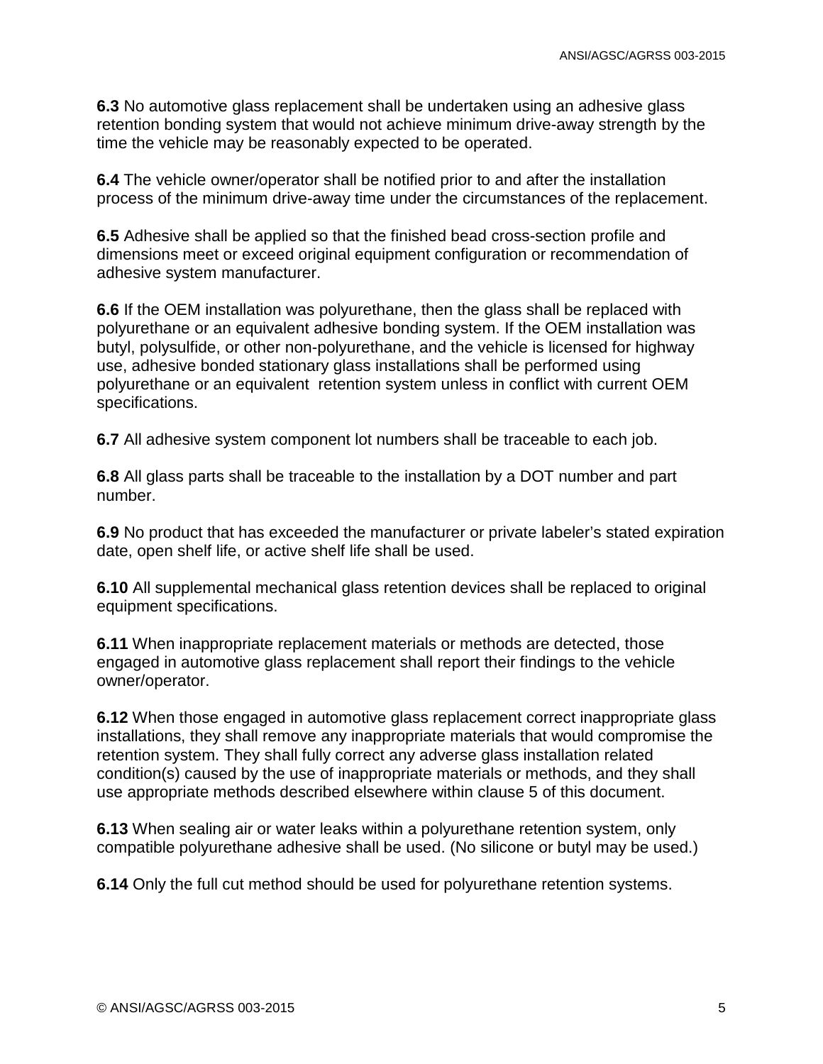**6.3** No automotive glass replacement shall be undertaken using an adhesive glass retention bonding system that would not achieve minimum drive-away strength by the time the vehicle may be reasonably expected to be operated.

**6.4** The vehicle owner/operator shall be notified prior to and after the installation process of the minimum drive-away time under the circumstances of the replacement.

**6.5** Adhesive shall be applied so that the finished bead cross-section profile and dimensions meet or exceed original equipment configuration or recommendation of adhesive system manufacturer.

**6.6** If the OEM installation was polyurethane, then the glass shall be replaced with polyurethane or an equivalent adhesive bonding system. If the OEM installation was butyl, polysulfide, or other non-polyurethane, and the vehicle is licensed for highway use, adhesive bonded stationary glass installations shall be performed using polyurethane or an equivalent retention system unless in conflict with current OEM specifications.

**6.7** All adhesive system component lot numbers shall be traceable to each job.

**6.8** All glass parts shall be traceable to the installation by a DOT number and part number.

**6.9** No product that has exceeded the manufacturer or private labeler's stated expiration date, open shelf life, or active shelf life shall be used.

**6.10** All supplemental mechanical glass retention devices shall be replaced to original equipment specifications.

**6.11** When inappropriate replacement materials or methods are detected, those engaged in automotive glass replacement shall report their findings to the vehicle owner/operator.

**6.12** When those engaged in automotive glass replacement correct inappropriate glass installations, they shall remove any inappropriate materials that would compromise the retention system. They shall fully correct any adverse glass installation related condition(s) caused by the use of inappropriate materials or methods, and they shall use appropriate methods described elsewhere within clause 5 of this document.

**6.13** When sealing air or water leaks within a polyurethane retention system, only compatible polyurethane adhesive shall be used. (No silicone or butyl may be used.)

**6.14** Only the full cut method should be used for polyurethane retention systems.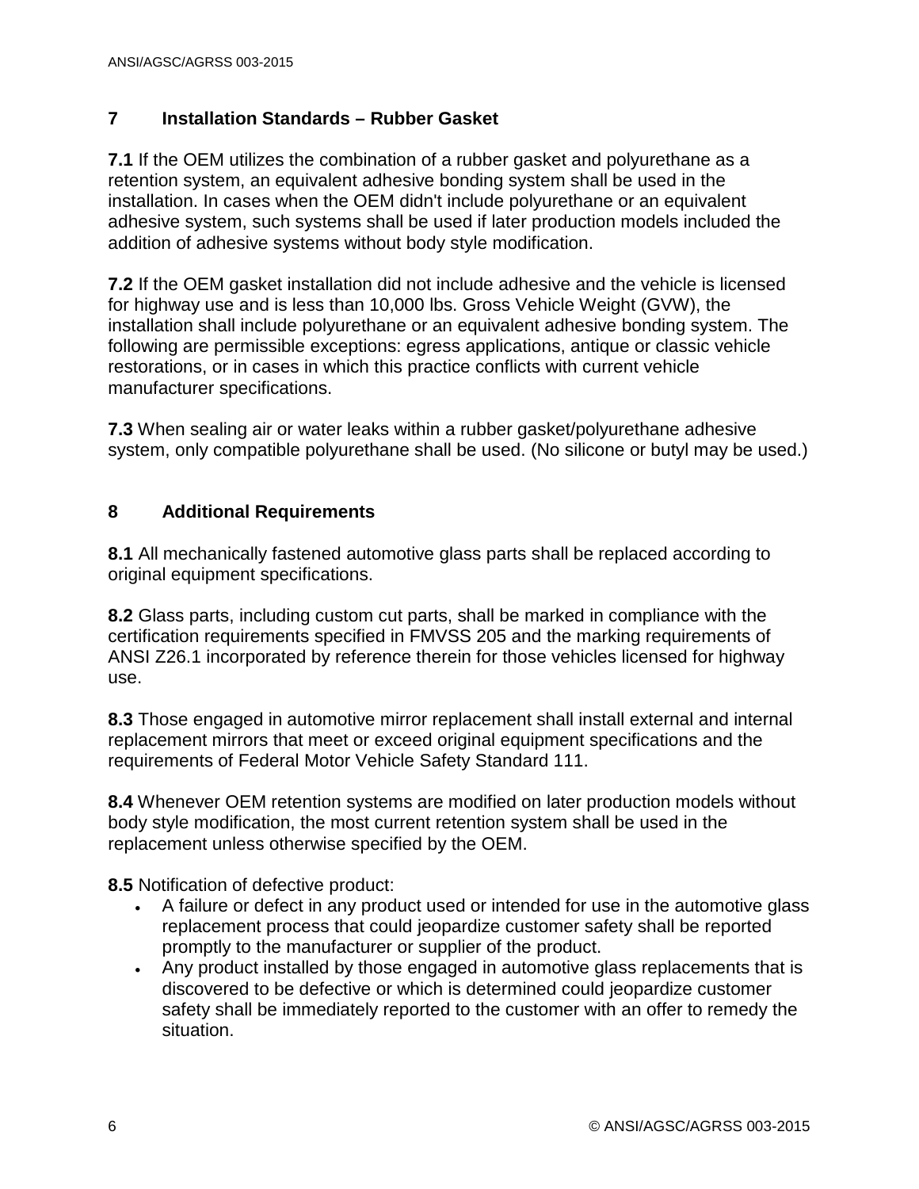## 7 Installation Standards – Rubber Gasket

**7.1** If the OEM utilizes the combination of a rubber gasket and polyurethane as a retention system, an equivalent adhesive bonding system shall be used in the installation. In cases when the OEM didn't include polyurethane or an equivalent adhesive system, such systems shall be used if later production models included the addition of adhesive systems without body style modification.

**7.2** If the OEM gasket installation did not include adhesive and the vehicle is licensed for highway use and is less than 10,000 lbs. Gross Vehicle Weight (GVW), the installation shall include polyurethane or an equivalent adhesive bonding system. The following are permissible exceptions: egress applications, antique or classic vehicle restorations, or in cases in which this practice conflicts with current vehicle manufacturer specifications.

**7.3** When sealing air or water leaks within a rubber gasket/polyurethane adhesive system, only compatible polyurethane shall be used. (No silicone or butyl may be used.)

## 8 Additional Requirements

**8.1** All mechanically fastened automotive glass parts shall be replaced according to original equipment specifications.

**8.2** Glass parts, including custom cut parts, shall be marked in compliance with the certification requirements specified in FMVSS 205 and the marking requirements of ANSI Z26.1 incorporated by reference therein for those vehicles licensed for highway use.

**8.3** Those engaged in automotive mirror replacement shall install external and internal replacement mirrors that meet or exceed original equipment specifications and the requirements of Federal Motor Vehicle Safety Standard 111.

**8.4** Whenever OEM retention systems are modified on later production models without body style modification, the most current retention system shall be used in the replacement unless otherwise specified by the OEM.

**8.5** Notification of defective product:

- A failure or defect in any product used or intended for use in the automotive glass replacement process that could jeopardize customer safety shall be reported promptly to the manufacturer or supplier of the product.
- Any product installed by those engaged in automotive glass replacements that is discovered to be defective or which is determined could jeopardize customer safety shall be immediately reported to the customer with an offer to remedy the situation.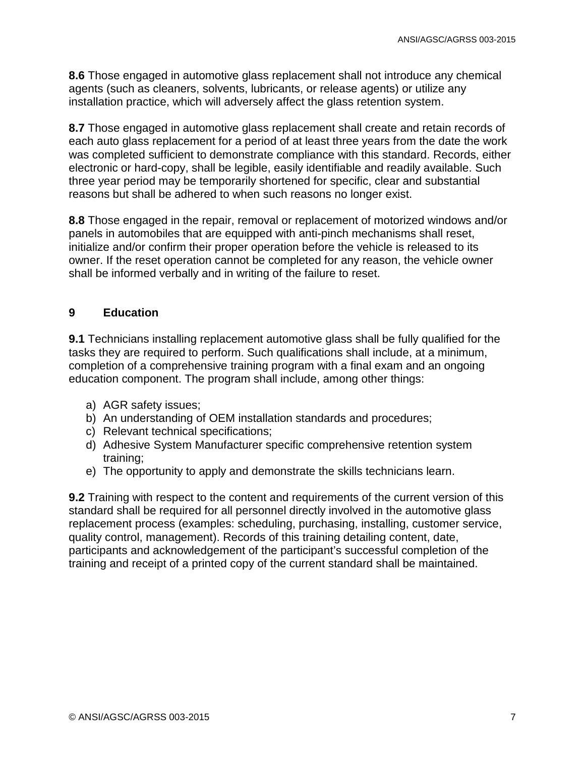**8.6** Those engaged in automotive glass replacement shall not introduce any chemical agents (such as cleaners, solvents, lubricants, or release agents) or utilize any installation practice, which will adversely affect the glass retention system.

**8.7** Those engaged in automotive glass replacement shall create and retain records of each auto glass replacement for a period of at least three years from the date the work was completed sufficient to demonstrate compliance with this standard. Records, either electronic or hard-copy, shall be legible, easily identifiable and readily available. Such three year period may be temporarily shortened for specific, clear and substantial reasons but shall be adhered to when such reasons no longer exist.

**8.8** Those engaged in the repair, removal or replacement of motorized windows and/or panels in automobiles that are equipped with anti-pinch mechanisms shall reset, initialize and/or confirm their proper operation before the vehicle is released to its owner. If the reset operation cannot be completed for any reason, the vehicle owner shall be informed verbally and in writing of the failure to reset.

## 9 Education

**9.1** Technicians installing replacement automotive glass shall be fully qualified for the tasks they are required to perform. Such qualifications shall include, at a minimum, completion of a comprehensive training program with a final exam and an ongoing education component. The program shall include, among other things:

a) AGR safety issues;
b) An understanding of OEM installation standards and procedures;
c) Relevant technical specifications;
d) Adhesive System Manufacturer specific comprehensive retention system training;
e) The opportunity to apply and demonstrate the skills technicians learn.

**9.2** Training with respect to the content and requirements of the current version of this standard shall be required for all personnel directly involved in the automotive glass replacement process (examples: scheduling, purchasing, installing, customer service, quality control, management). Records of this training detailing content, date, participants and acknowledgement of the participant's successful completion of the training and receipt of a printed copy of the current standard shall be maintained.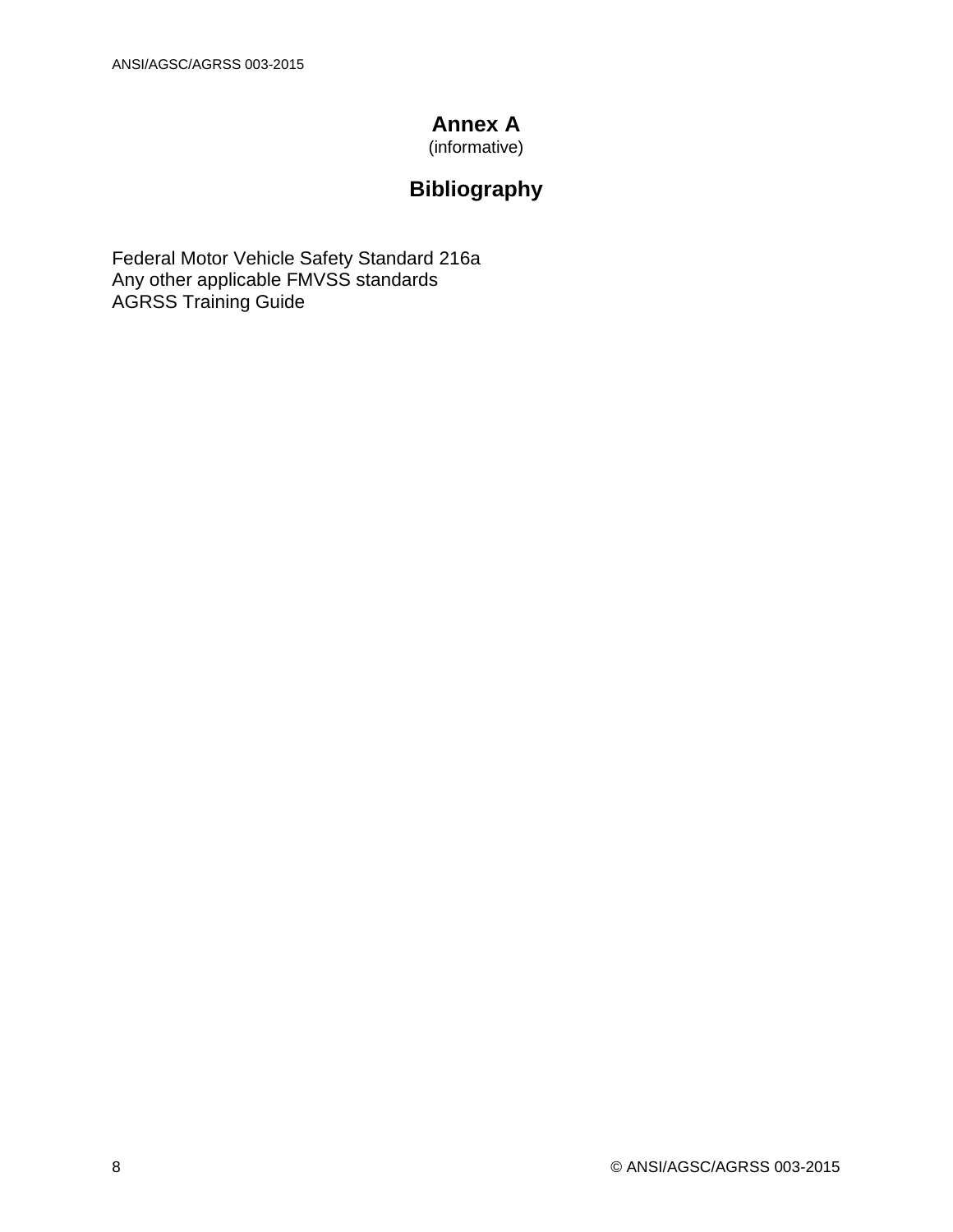# Annex A

(informative)

## Bibliography

Federal Motor Vehicle Safety Standard 216a
Any other applicable FMVSS standards
AGRSS Training Guide